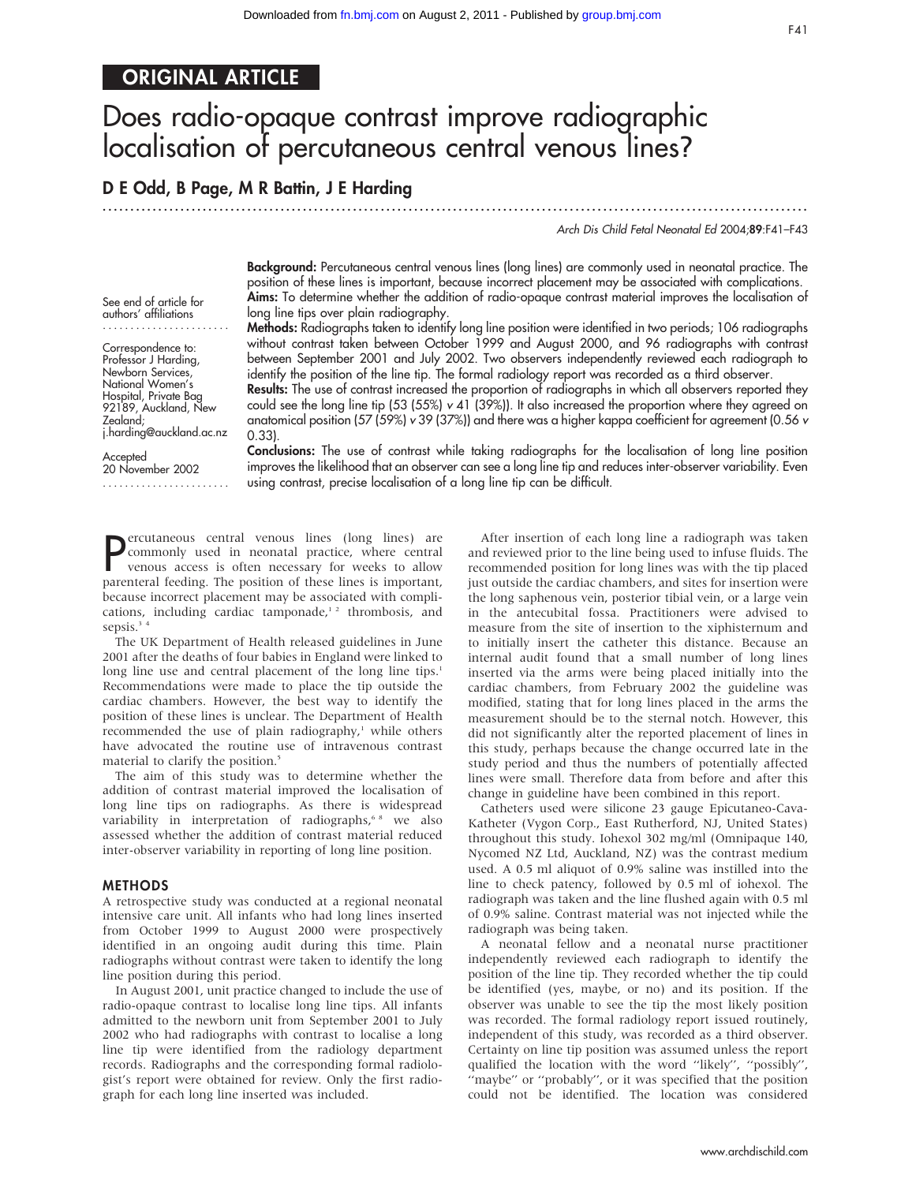ORIGINAL ARTICLE

# Does radio-opaque contrast improve radiographic localisation of percutaneous central venous lines?

**D E Odd, B Page, M R Battin, J E Harding**

See end of article for authors' affiliations

Correspondence to: Professor J Harding, Newborn Services, National Women's Hospital, Private Bag 92189, Auckland, New Zealand; j.harding@auckland.ac.nz

Accepted 20 November 2002

**Background:** Percutaneous central venous lines (long lines) are commonly used in neonatal practice. The position of these lines is important, because incorrect placement may be associated with complications.

**Aims:** To determine whether the addition of radio-opaque contrast material improves the localisation of long line tips over plain radiography.

**Methods:** Radiographs taken to identify long line position were identified in two periods; 106 radiographs without contrast taken between October 1999 and August 2000, and 96 radiographs with contrast between September 2001 and July 2002. Two observers independently reviewed each radiograph to identify the position of the line tip. The formal radiology report was recorded as a third observer.

**Results:** The use of contrast increased the proportion of radiographs in which all observers reported they could see the long line tip (53 (55%) *v* 41 (39%)). It also increased the proportion where they agreed on anatomical position (57 (59%) *v* 39 (37%)) and there was a higher kappa coefficient for agreement (0.56 *v* 0.33).

**Conclusions:** The use of contrast while taking radiographs for the localisation of long line position improves the likelihood that an observer can see a long line tip and reduces inter-observer variability. Even using contrast, precise localisation of a long line tip can be difficult.

Percutaneous central venous lines (long lines) are commonly used in neonatal practice, where central venous access is often necessary for weeks to allow parenteral feeding. The position of these lines is important, because incorrect placement may be associated with complications, including cardiac tamponade,[1,2] thrombosis, and sepsis.[3,4]

The UK Department of Health released guidelines in June 2001 after the deaths of four babies in England were linked to long line use and central placement of the long line tips.[1] Recommendations were made to place the tip outside the cardiac chambers. However, the best way to identify the position of these lines is unclear. The Department of Health recommended the use of plain radiography,[1] while others have advocated the routine use of intravenous contrast material to clarify the position.[5]

The aim of this study was to determine whether the addition of contrast material improved the localisation of long line tips on radiographs. As there is widespread variability in interpretation of radiographs,[6-8] we also assessed whether the addition of contrast material reduced inter-observer variability in reporting of long line position.

## METHODS

A retrospective study was conducted at a regional neonatal intensive care unit. All infants who had long lines inserted from October 1999 to August 2000 were prospectively identified in an ongoing audit during this time. Plain radiographs without contrast were taken to identify the long line position during this period.

In August 2001, unit practice changed to include the use of radio-opaque contrast to localise long line tips. All infants admitted to the newborn unit from September 2001 to July 2002 who had radiographs with contrast to localise a long line tip were identified from the radiology department records. Radiographs and the corresponding formal radiologist's report were obtained for review. Only the first radiograph for each long line inserted was included.

After insertion of each long line a radiograph was taken and reviewed prior to the line being used to infuse fluids. The recommended position for long lines was with the tip placed just outside the cardiac chambers, and sites for insertion were the long saphenous vein, posterior tibial vein, or a large vein in the antecubital fossa. Practitioners were advised to measure from the site of insertion to the xiphisternum and to initially insert the catheter this distance. Because an internal audit found that a small number of long lines inserted via the arms were being placed initially into the cardiac chambers, from February 2002 the guideline was modified, stating that for long lines placed in the arms the measurement should be to the sternal notch. However, this did not significantly alter the reported placement of lines in this study, perhaps because the change occurred late in the study period and thus the numbers of potentially affected lines were small. Therefore data from before and after this change in guideline have been combined in this report.

Catheters used were silicone 23 gauge Epicutaneo-Cava-Katheter (Vygon Corp., East Rutherford, NJ, United States) throughout this study. Iohexol 302 mg/ml (Omnipaque 140, Nycomed NZ Ltd, Auckland, NZ) was the contrast medium used. A 0.5 ml aliquot of 0.9% saline was instilled into the line to check patency, followed by 0.5 ml of iohexol. The radiograph was taken and the line flushed again with 0.5 ml of 0.9% saline. Contrast material was not injected while the radiograph was being taken.

A neonatal fellow and a neonatal nurse practitioner independently reviewed each radiograph to identify the position of the line tip. They recorded whether the tip could be identified (yes, maybe, or no) and its position. If the observer was unable to see the tip the most likely position was recorded. The formal radiology report issued routinely, independent of this study, was recorded as a third observer. Certainty on line tip position was assumed unless the report qualified the location with the word "likely", "possibly", "maybe" or "probably", or it was specified that the position could not be identified. The location was considered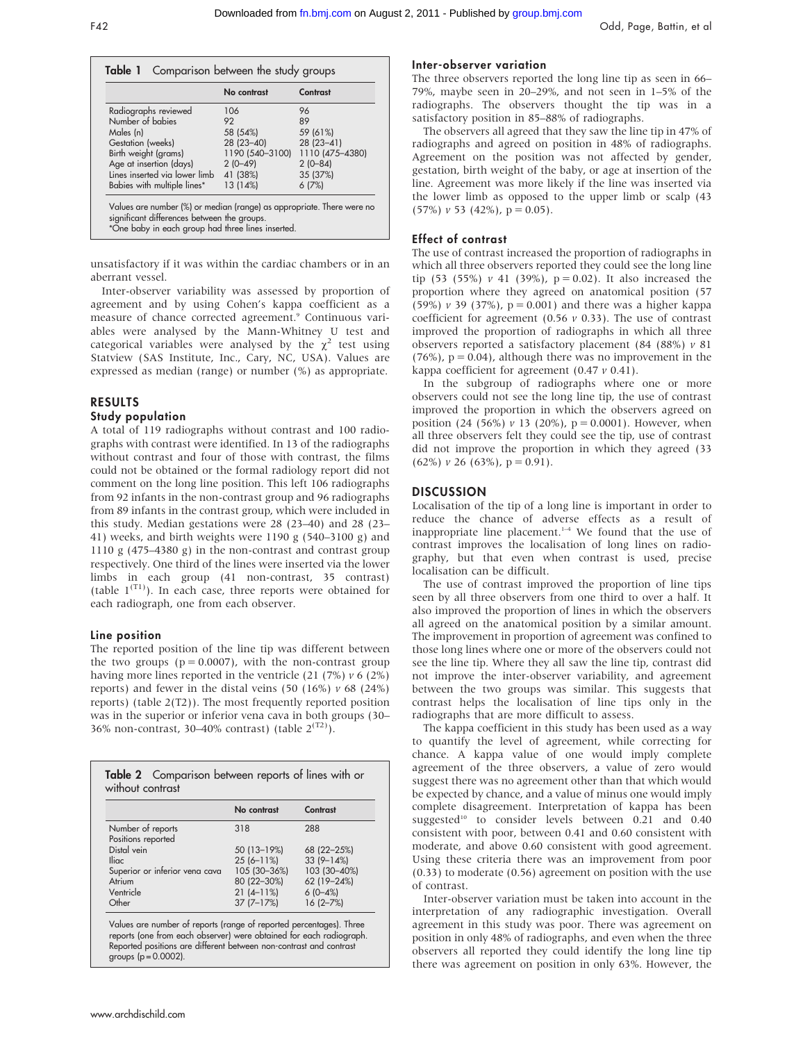**Table 1** Comparison between the study groups

| | No contrast | Contrast |
|---|---|---|
| Radiographs reviewed | 106 | 96 |
| Number of babies | 92 | 89 |
| Males (n) | 58 (54%) | 59 (61%) |
| Gestation (weeks) | 28 (23–40) | 28 (23–41) |
| Birth weight (grams) | 1190 (540–3100) | 1110 (475–4380) |
| Age at insertion (days) | 2 (0–49) | 2 (0–84) |
| Lines inserted via lower limb | 41 (38%) | 35 (37%) |
| Babies with multiple lines* | 13 (14%) | 6 (7%) |

Values are number (%) or median (range) as appropriate. There were no significant differences between the groups.
*One baby in each group had three lines inserted.

unsatisfactory if it was within the cardiac chambers or in an aberrant vessel.

Inter-observer variability was assessed by proportion of agreement and by using Cohen's kappa coefficient as a measure of chance corrected agreement.[9] Continuous variables were analysed by the Mann-Whitney U test and categorical variables were analysed by the $\chi^2$ test using Statview (SAS Institute, Inc., Cary, NC, USA). Values are expressed as median (range) or number (%) as appropriate.

## RESULTS

### Study population

A total of 119 radiographs without contrast and 100 radiographs with contrast were identified. In 13 of the radiographs without contrast and four of those with contrast, the films could not be obtained or the formal radiology report did not comment on the long line position. This left 106 radiographs from 92 infants in the non-contrast group and 96 radiographs from 89 infants in the contrast group, which were included in this study. Median gestations were 28 (23–40) and 28 (23–41) weeks, and birth weights were 1190 g (540–3100 g) and 1110 g (475–4380 g) in the non-contrast and contrast group respectively. One third of the lines were inserted via the lower limbs in each group (41 non-contrast, 35 contrast) (table 1). In each case, three reports were obtained for each radiograph, one from each observer.

### Line position

The reported position of the line tip was different between the two groups (p = 0.0007), with the non-contrast group having more lines reported in the ventricle (21 (7%) *v* 6 (2%) reports) and fewer in the distal veins (50 (16%) *v* 68 (24%) reports) (table 2). The most frequently reported position was in the superior or inferior vena cava in both groups (30–36% non-contrast, 30–40% contrast) (table 2).

**Table 2** Comparison between reports of lines with or without contrast

| | No contrast | Contrast |
|---|---|---|
| Number of reports | 318 | 288 |
| Positions reported | | |
| Distal vein | 50 (13–19%) | 68 (22–25%) |
| Iliac | 25 (6–11%) | 33 (9–14%) |
| Superior or inferior vena cava | 105 (30–36%) | 103 (30–40%) |
| Atrium | 80 (22–30%) | 62 (19–24%) |
| Ventricle | 21 (4–11%) | 6 (0–4%) |
| Other | 37 (7–17%) | 16 (2–7%) |

Values are number of reports (range of reported percentages). Three reports (one from each observer) were obtained for each radiograph. Reported positions are different between non-contrast and contrast groups (p = 0.0002).

### Inter-observer variation

The three observers reported the long line tip as seen in 66–79%, maybe seen in 20–29%, and not seen in 1–5% of the radiographs. The observers thought the tip was in a satisfactory position in 85–88% of radiographs.

The observers all agreed that they saw the line tip in 47% of radiographs and agreed on position in 48% of radiographs. Agreement on the position was not affected by gender, gestation, birth weight of the baby, or age at insertion of the line. Agreement was more likely if the line was inserted via the lower limb as opposed to the upper limb or scalp (43 (57%) *v* 53 (42%), p = 0.05).

### Effect of contrast

The use of contrast increased the proportion of radiographs in which all three observers reported they could see the long line tip (53 (55%) *v* 41 (39%), p = 0.02). It also increased the proportion where they agreed on anatomical position (57 (59%) *v* 39 (37%), p = 0.001) and there was a higher kappa coefficient for agreement (0.56 *v* 0.33). The use of contrast improved the proportion of radiographs in which all three observers reported a satisfactory placement (84 (88%) *v* 81 (76%), p = 0.04), although there was no improvement in the kappa coefficient for agreement (0.47 *v* 0.41).

In the subgroup of radiographs where one or more observers could not see the long line tip, the use of contrast improved the proportion in which the observers agreed on position (24 (56%) *v* 13 (20%), p = 0.0001). However, when all three observers felt they could see the tip, use of contrast did not improve the proportion in which they agreed (33 (62%) *v* 26 (63%), p = 0.91).

## DISCUSSION

Localisation of the tip of a long line is important in order to reduce the chance of adverse effects as a result of inappropriate line placement.[1–4] We found that the use of contrast improves the localisation of long lines on radiography, but that even when contrast is used, precise localisation can be difficult.

The use of contrast improved the proportion of line tips seen by all three observers from one third to over a half. It also improved the proportion of lines in which the observers all agreed on the anatomical position by a similar amount. The improvement in proportion of agreement was confined to those long lines where one or more of the observers could not see the line tip. Where they all saw the line tip, contrast did not improve the inter-observer variability, and agreement between the two groups was similar. This suggests that contrast helps the localisation of line tips only in the radiographs that are more difficult to assess.

The kappa coefficient in this study has been used as a way to quantify the level of agreement, while correcting for chance. A kappa value of one would imply complete agreement of the three observers, a value of zero would suggest there was no agreement other than that which would be expected by chance, and a value of minus one would imply complete disagreement. Interpretation of kappa has been suggested[10] to consider levels between 0.21 and 0.40 consistent with poor, between 0.41 and 0.60 consistent with moderate, and above 0.60 consistent with good agreement. Using these criteria there was an improvement from poor (0.33) to moderate (0.56) agreement on position with the use of contrast.

Inter-observer variation must be taken into account in the interpretation of any radiographic investigation. Overall agreement in this study was poor. There was agreement on position in only 48% of radiographs, and even when the three observers all reported they could identify the long line tip there was agreement on position in only 63%. However, the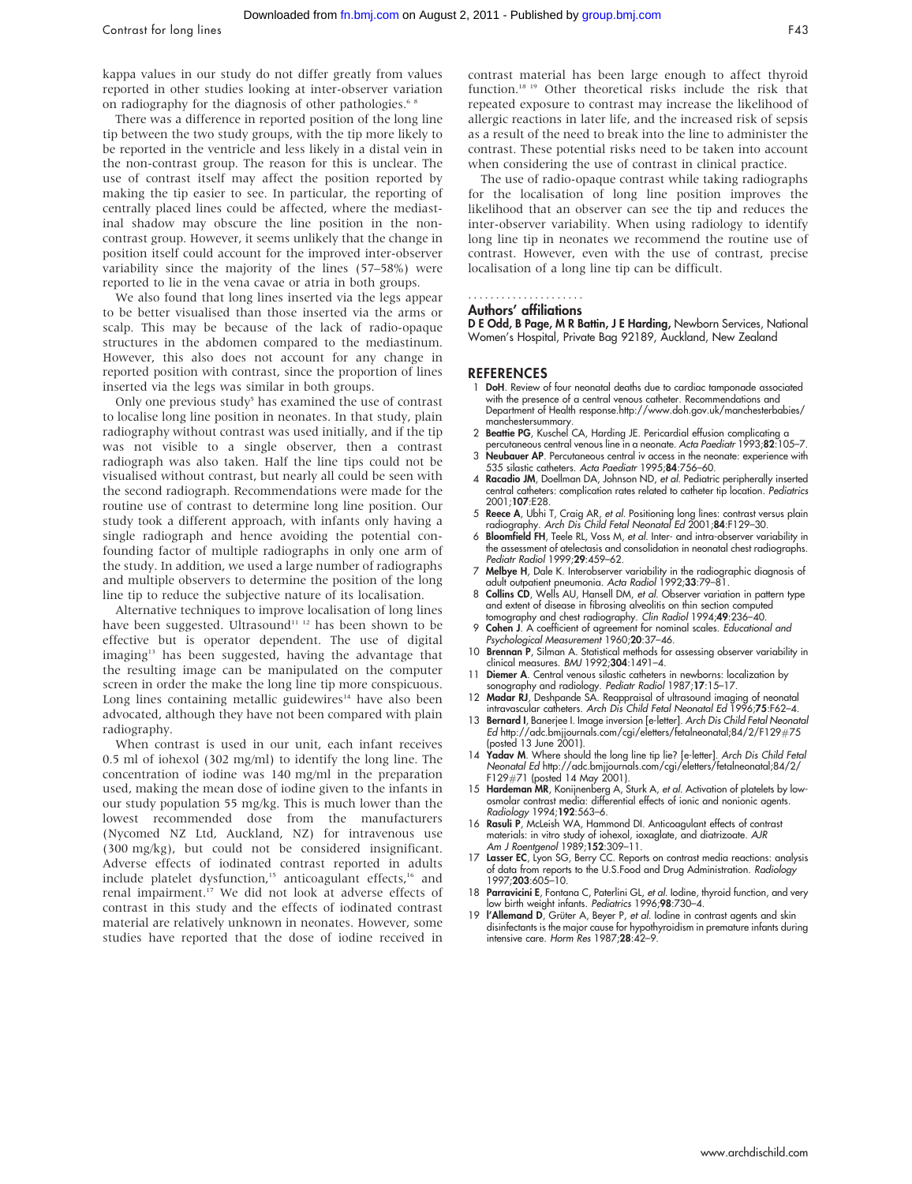kappa values in our study do not differ greatly from values reported in other studies looking at inter-observer variation on radiography for the diagnosis of other pathologies.[6 8]

There was a difference in reported position of the long line tip between the two study groups, with the tip more likely to be reported in the ventricle and less likely in a distal vein in the non-contrast group. The reason for this is unclear. The use of contrast itself may affect the position reported by making the tip easier to see. In particular, the reporting of centrally placed lines could be affected, where the mediastinal shadow may obscure the line position in the non-contrast group. However, it seems unlikely that the change in position itself could account for the improved inter-observer variability since the majority of the lines (57–58%) were reported to lie in the vena cavae or atria in both groups.

We also found that long lines inserted via the legs appear to be better visualised than those inserted via the arms or scalp. This may be because of the lack of radio-opaque structures in the abdomen compared to the mediastinum. However, this also does not account for any change in reported position with contrast, since the proportion of lines inserted via the legs was similar in both groups.

Only one previous study[5] has examined the use of contrast to localise long line position in neonates. In that study, plain radiography without contrast was used initially, and if the tip was not visible to a single observer, then a contrast radiograph was also taken. Half the line tips could not be visualised without contrast, but nearly all could be seen with the second radiograph. Recommendations were made for the routine use of contrast to determine long line position. Our study took a different approach, with infants only having a single radiograph and hence avoiding the potential confounding factor of multiple radiographs in only one arm of the study. In addition, we used a large number of radiographs and multiple observers to determine the position of the long line tip to reduce the subjective nature of its localisation.

Alternative techniques to improve localisation of long lines have been suggested. Ultrasound[11 12] has been shown to be effective but is operator dependent. The use of digital imaging[13] has been suggested, having the advantage that the resulting image can be manipulated on the computer screen in order the make the long line tip more conspicuous. Long lines containing metallic guidewires[14] have also been advocated, although they have not been compared with plain radiography.

When contrast is used in our unit, each infant receives 0.5 ml of iohexol (302 mg/ml) to identify the long line. The concentration of iodine was 140 mg/ml in the preparation used, making the mean dose of iodine given to the infants in our study population 55 mg/kg. This is much lower than the lowest recommended dose from the manufacturers (Nycomed NZ Ltd, Auckland, NZ) for intravenous use (300 mg/kg), but could not be considered insignificant. Adverse effects of iodinated contrast reported in adults include platelet dysfunction,[15] anticoagulant effects,[16] and renal impairment.[17] We did not look at adverse effects of contrast in this study and the effects of iodinated contrast material are relatively unknown in neonates. However, some studies have reported that the dose of iodine received in contrast material has been large enough to affect thyroid function.[18 19] Other theoretical risks include the risk that repeated exposure to contrast may increase the likelihood of allergic reactions in later life, and the increased risk of sepsis as a result of the need to break into the line to administer the contrast. These potential risks need to be taken into account when considering the use of contrast in clinical practice.

The use of radio-opaque contrast while taking radiographs for the localisation of long line position improves the likelihood that an observer can see the tip and reduces the inter-observer variability. When using radiology to identify long line tip in neonates we recommend the routine use of contrast. However, even with the use of contrast, precise localisation of a long line tip can be difficult.

### Authors' affiliations

**D E Odd, B Page, M R Battin, J E Harding,** Newborn Services, National Women's Hospital, Private Bag 92189, Auckland, New Zealand

## REFERENCES

1. **DoH**. Review of four neonatal deaths due to cardiac tamponade associated with the presence of a central venous catheter. Recommendations and Department of Health response.http://www.doh.gov.uk/manchesterbabies/manchestersummary.
2. **Beattie PG**, Kuschel CA, Harding JE. Pericardial effusion complicating a percutaneous central venous line in a neonate. *Acta Paediatr* 1993;**82**:105–7.
3. **Neubauer AP**. Percutaneous central iv access in the neonate: experience with 535 silastic catheters. *Acta Paediatr* 1995;**84**:756–60.
4. **Racadio JM**, Doellman DA, Johnson ND, *et al*. Pediatric peripherally inserted central catheters: complication rates related to catheter tip location. *Pediatrics* 2001;**107**:E28.
5. **Reece A**, Ubhi T, Craig AR, *et al*. Positioning long lines: contrast versus plain radiography. *Arch Dis Child Fetal Neonatal Ed* 2001;**84**:F129–30.
6. **Bloomfield FH**, Teele RL, Voss M, *et al*. Inter- and intra-observer variability in the assessment of atelectasis and consolidation in neonatal chest radiographs. *Pediatr Radiol* 1999;**29**:459–62.
7. **Melbye H**, Dale K. Interobserver variability in the radiographic diagnosis of adult outpatient pneumonia. *Acta Radiol* 1992;**33**:79–81.
8. **Collins CD**, Wells AU, Hansell DM, *et al*. Observer variation in pattern type and extent of disease in fibrosing alveolitis on thin section computed tomography and chest radiography. *Clin Radiol* 1994;**49**:236–40.
9. **Cohen J**. A coefficient of agreement for nominal scales. *Educational and Psychological Measurement* 1960;**20**:37–46.
10. **Brennan P**, Silman A. Statistical methods for assessing observer variability in clinical measures. *BMJ* 1992;**304**:1491–4.
11. **Diemer A**. Central venous silastic catheters in newborns: localization by sonography and radiology. *Pediatr Radiol* 1987;**17**:15–17.
12. **Madar RJ**, Deshpande SA. Reappraisal of ultrasound imaging of neonatal intravascular catheters. *Arch Dis Child Fetal Neonatal Ed* 1996;**75**:F62–4.
13. **Bernard I**, Banerjee I. Image inversion [e-letter]. *Arch Dis Child Fetal Neonatal Ed* http://adc.bmjjournals.com/cgi/eletters/fetalneonatal;84/2/F129#75 (posted 13 June 2001).
14. **Yadav M**. Where should the long line tip lie? [e-letter]. *Arch Dis Child Fetal Neonatal Ed* http://adc.bmjjournals.com/cgi/eletters/fetalneonatal;84/2/F129#71 (posted 14 May 2001).
15. **Hardeman MR**, Konijnenberg A, Sturk A, *et al*. Activation of platelets by low-osmolar contrast media: differential effects of ionic and nonionic agents. *Radiology* 1994;**192**:563–6.
16. **Rasuli P**, McLeish WA, Hammond DI. Anticoagulant effects of contrast materials: in vitro study of iohexol, ioxaglate, and diatrizoate. *AJR Am J Roentgenol* 1989;**152**:309–11.
17. **Lasser EC**, Lyon SG, Berry CC. Reports on contrast media reactions: analysis of data from reports to the U.S.Food and Drug Administration. *Radiology* 1997;**203**:605–10.
18. **Parravicini E**, Fontana C, Paterlini GL, *et al*. Iodine, thyroid function, and very low birth weight infants. *Pediatrics* 1996;**98**:730–4.
19. **l'Allemand D**, Grüter A, Beyer P, *et al*. Iodine in contrast agents and skin disinfectants is the major cause for hypothyroidism in premature infants during intensive care. *Horm Res* 1987;**28**:42–9.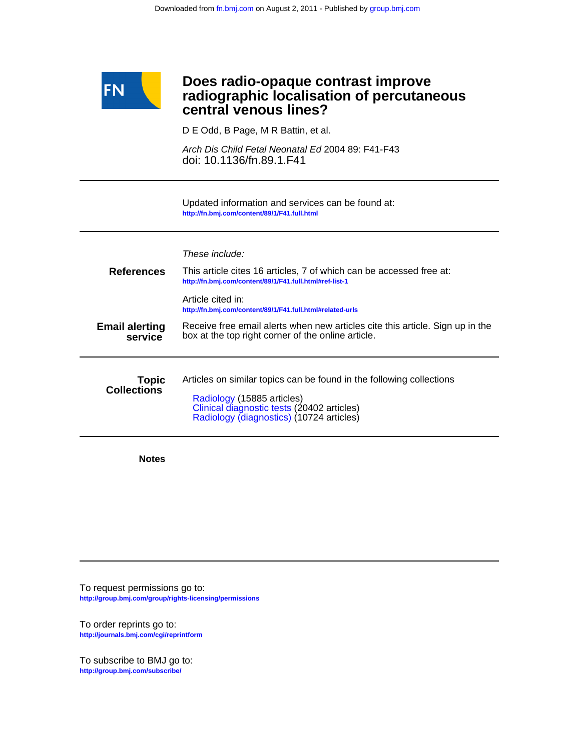Downloaded from fn.bmj.com on August 2, 2011 - Published by group.bmj.com

FN

# Does radio-opaque contrast improve radiographic localisation of percutaneous central venous lines?

D E Odd, B Page, M R Battin, et al.

*Arch Dis Child Fetal Neonatal Ed* 2004 89: F41-F43
doi: 10.1136/fn.89.1.F41

Updated information and services can be found at:
**http://fn.bmj.com/content/89/1/F41.full.html**

*These include:*

**References**

This article cites 16 articles, 7 of which can be accessed free at:
**http://fn.bmj.com/content/89/1/F41.full.html#ref-list-1**

Article cited in:
**http://fn.bmj.com/content/89/1/F41.full.html#related-urls**

**Email alerting service**

Receive free email alerts when new articles cite this article. Sign up in the box at the top right corner of the online article.

**Topic Collections**

Articles on similar topics can be found in the following collections

- Radiology (15885 articles)
- Clinical diagnostic tests (20402 articles)
- Radiology (diagnostics) (10724 articles)

**Notes**

To request permissions go to:
**http://group.bmj.com/group/rights-licensing/permissions**

To order reprints go to:
**http://journals.bmj.com/cgi/reprintform**

To subscribe to BMJ go to:
**http://group.bmj.com/subscribe/**